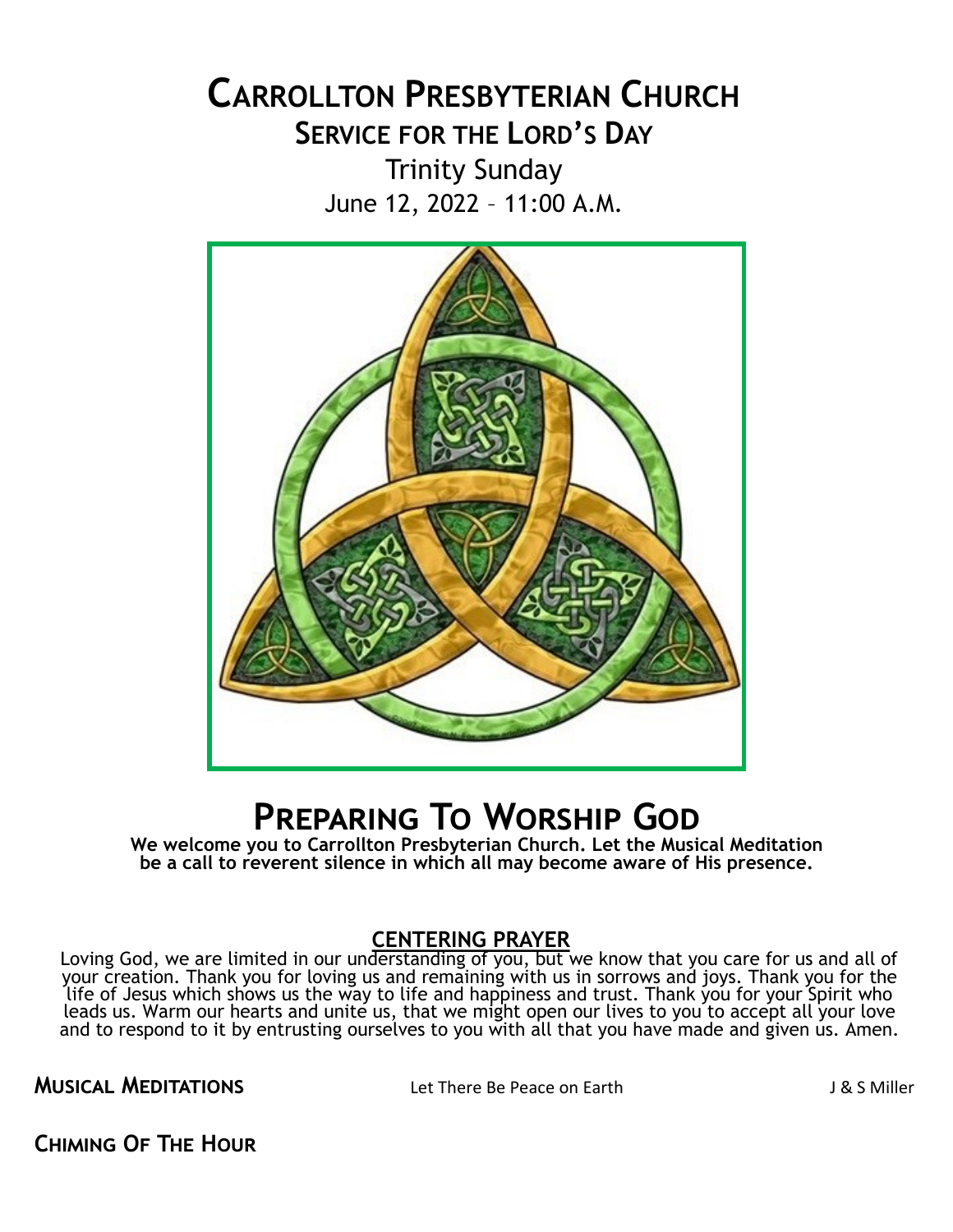# Carrollton Presbyterian Church

## Service for the Lord's Day

Trinity Sunday

June 12, 2022 – 11:00 A.M.

# Preparing To Worship God

**We welcome you to Carrollton Presbyterian Church. Let the Musical Meditation be a call to reverent silence in which all may become aware of His presence.**

**CENTERING PRAYER**

Loving God, we are limited in our understanding of you, but we know that you care for us and all of your creation. Thank you for loving us and remaining with us in sorrows and joys. Thank you for the life of Jesus which shows us the way to life and happiness and trust. Thank you for your Spirit who leads us. Warm our hearts and unite us, that we might open our lives to you to accept all your love and to respond to it by entrusting ourselves to you with all that you have made and given us. Amen.

**Musical Meditations** Let There Be Peace on Earth J & S Miller

**Chiming Of The Hour**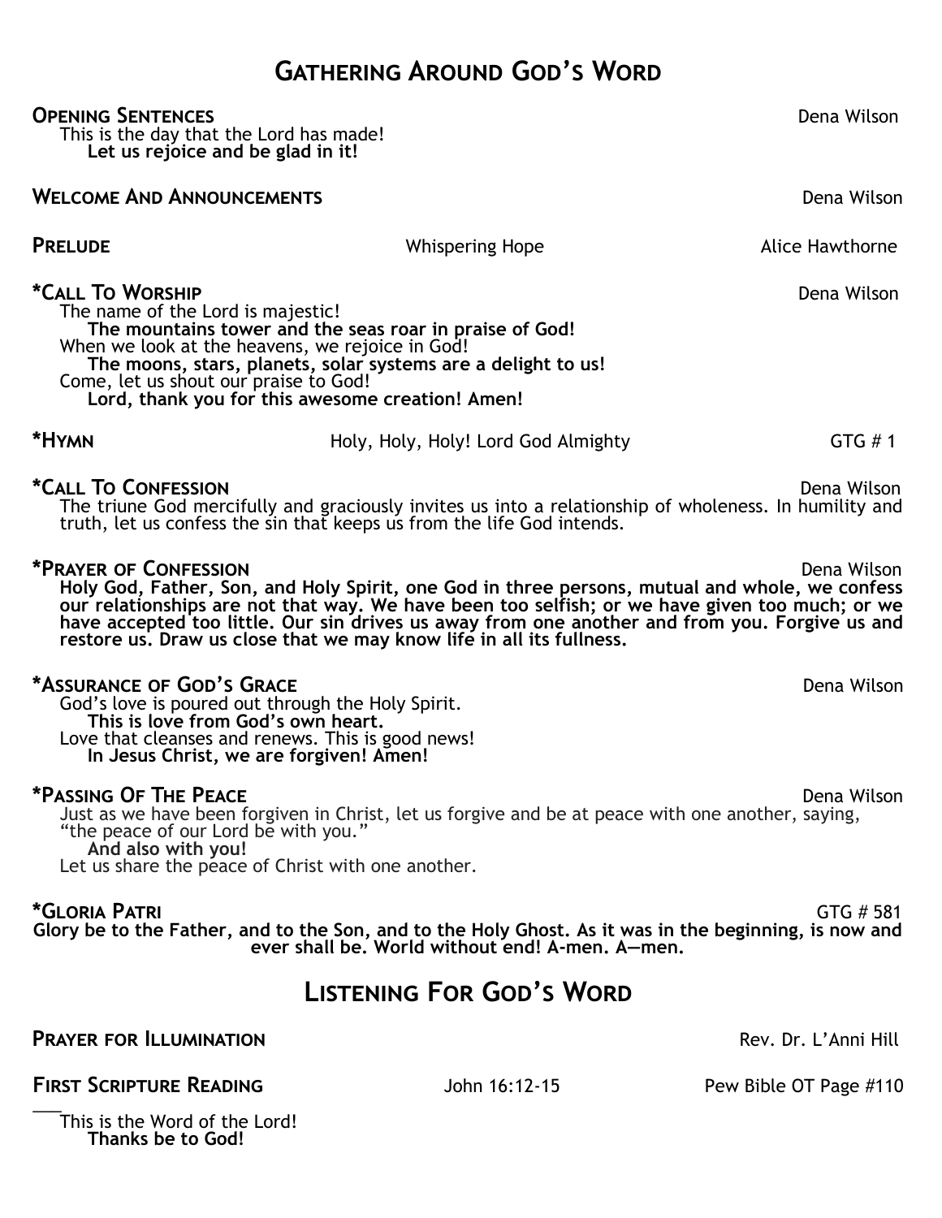# Gathering Around God's Word

**Opening Sentences** — Dena Wilson

This is the day that the Lord has made!
**Let us rejoice and be glad in it!**

**Welcome And Announcements** — Dena Wilson

**Prelude** — Whispering Hope — Alice Hawthorne

**\*Call To Worship** — Dena Wilson

The name of the Lord is majestic!
**The mountains tower and the seas roar in praise of God!**
When we look at the heavens, we rejoice in God!
**The moons, stars, planets, solar systems are a delight to us!**
Come, let us shout our praise to God!
**Lord, thank you for this awesome creation! Amen!**

**\*Hymn** — Holy, Holy, Holy! Lord God Almighty — GTG # 1

**\*Call To Confession** — Dena Wilson

The triune God mercifully and graciously invites us into a relationship of wholeness. In humility and truth, let us confess the sin that keeps us from the life God intends.

**\*Prayer of Confession** — Dena Wilson

**Holy God, Father, Son, and Holy Spirit, one God in three persons, mutual and whole, we confess our relationships are not that way. We have been too selfish; or we have given too much; or we have accepted too little. Our sin drives us away from one another and from you. Forgive us and restore us. Draw us close that we may know life in all its fullness.**

**\*Assurance of God's Grace** — Dena Wilson

God's love is poured out through the Holy Spirit.
**This is love from God's own heart.**
Love that cleanses and renews. This is good news!
**In Jesus Christ, we are forgiven! Amen!**

**\*Passing Of The Peace** — Dena Wilson

Just as we have been forgiven in Christ, let us forgive and be at peace with one another, saying, "the peace of our Lord be with you."
**And also with you!**
Let us share the peace of Christ with one another.

**\*Gloria Patri** — GTG # 581

**Glory be to the Father, and to the Son, and to the Holy Ghost. As it was in the beginning, is now and ever shall be. World without end! A-men. A—men.**

# Listening For God's Word

**Prayer for Illumination** — Rev. Dr. L'Anni Hill

**First Scripture Reading** — John 16:12-15 — Pew Bible OT Page #110

This is the Word of the Lord!
**Thanks be to God!**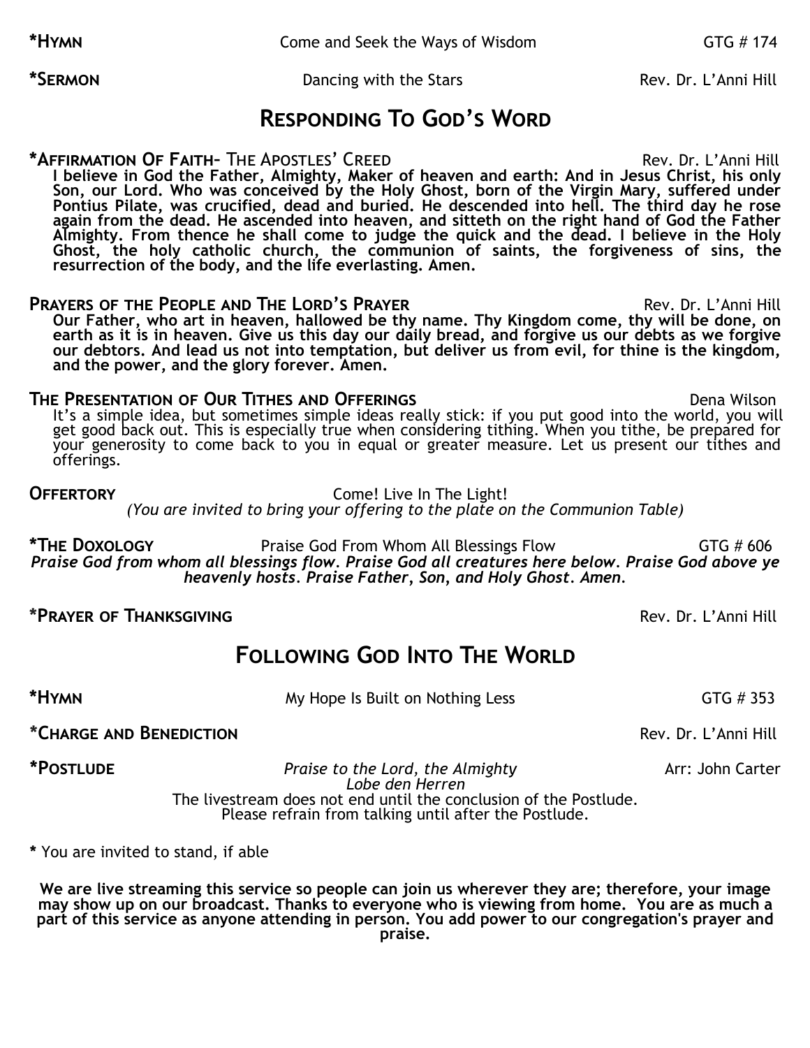**\*HYMN** Come and Seek the Ways of Wisdom GTG # 174

**\*SERMON** Dancing with the Stars Rev. Dr. L'Anni Hill

## RESPONDING TO GOD'S WORD

**\*AFFIRMATION OF FAITH–** THE APOSTLES' CREED Rev. Dr. L'Anni Hill

**I believe in God the Father, Almighty, Maker of heaven and earth: And in Jesus Christ, his only Son, our Lord. Who was conceived by the Holy Ghost, born of the Virgin Mary, suffered under Pontius Pilate, was crucified, dead and buried. He descended into hell. The third day he rose again from the dead. He ascended into heaven, and sitteth on the right hand of God the Father Almighty. From thence he shall come to judge the quick and the dead. I believe in the Holy Ghost, the holy catholic church, the communion of saints, the forgiveness of sins, the resurrection of the body, and the life everlasting. Amen.**

**PRAYERS OF THE PEOPLE AND THE LORD'S PRAYER** Rev. Dr. L'Anni Hill

**Our Father, who art in heaven, hallowed be thy name. Thy Kingdom come, thy will be done, on earth as it is in heaven. Give us this day our daily bread, and forgive us our debts as we forgive our debtors. And lead us not into temptation, but deliver us from evil, for thine is the kingdom, and the power, and the glory forever. Amen.**

**THE PRESENTATION OF OUR TITHES AND OFFERINGS** Dena Wilson

It's a simple idea, but sometimes simple ideas really stick: if you put good into the world, you will get good back out. This is especially true when considering tithing. When you tithe, be prepared for your generosity to come back to you in equal or greater measure. Let us present our tithes and offerings.

**OFFERTORY** Come! Live In The Light!

*(You are invited to bring your offering to the plate on the Communion Table)*

**\*THE DOXOLOGY** Praise God From Whom All Blessings Flow GTG # 606

***Praise God from whom all blessings flow. Praise God all creatures here below. Praise God above ye heavenly hosts. Praise Father, Son, and Holy Ghost. Amen.***

**\*PRAYER OF THANKSGIVING** Rev. Dr. L'Anni Hill

## FOLLOWING GOD INTO THE WORLD

**\*HYMN** My Hope Is Built on Nothing Less GTG # 353

**\*CHARGE AND BENEDICTION** Rev. Dr. L'Anni Hill

**\*POSTLUDE** *Praise to the Lord, the Almighty* Arr: John Carter

*Lobe den Herren*

The livestream does not end until the conclusion of the Postlude.
Please refrain from talking until after the Postlude.

**\*** You are invited to stand, if able

**We are live streaming this service so people can join us wherever they are; therefore, your image may show up on our broadcast. Thanks to everyone who is viewing from home. You are as much a part of this service as anyone attending in person. You add power to our congregation's prayer and praise.**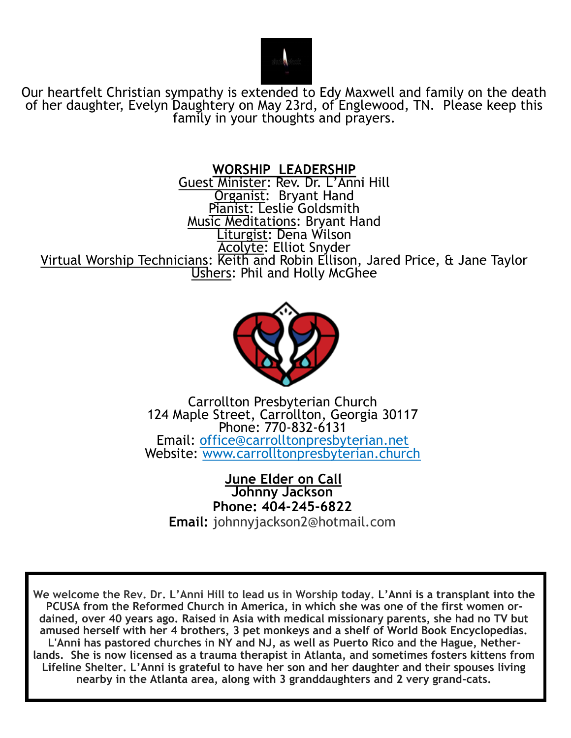Our heartfelt Christian sympathy is extended to Edy Maxwell and family on the death of her daughter, Evelyn Daughtery on May 23rd, of Englewood, TN. Please keep this family in your thoughts and prayers.

**WORSHIP LEADERSHIP**

Guest Minister: Rev. Dr. L'Anni Hill
Organist: Bryant Hand
Pianist: Leslie Goldsmith
Music Meditations: Bryant Hand
Liturgist: Dena Wilson
Acolyte: Elliot Snyder
Virtual Worship Technicians: Keith and Robin Ellison, Jared Price, & Jane Taylor
Ushers: Phil and Holly McGhee

Carrollton Presbyterian Church
124 Maple Street, Carrollton, Georgia 30117
Phone: 770-832-6131
Email: office@carrolltonpresbyterian.net
Website: www.carrolltonpresbyterian.church

**June Elder on Call**
**Johnny Jackson**
**Phone: 404-245-6822**
**Email:** johnnyjackson2@hotmail.com

**We welcome the Rev. Dr. L'Anni Hill to lead us in Worship today. L'Anni is a transplant into the PCUSA from the Reformed Church in America, in which she was one of the first women ordained, over 40 years ago. Raised in Asia with medical missionary parents, she had no TV but amused herself with her 4 brothers, 3 pet monkeys and a shelf of World Book Encyclopedias. L'Anni has pastored churches in NY and NJ, as well as Puerto Rico and the Hague, Netherlands. She is now licensed as a trauma therapist in Atlanta, and sometimes fosters kittens from Lifeline Shelter. L'Anni is grateful to have her son and her daughter and their spouses living nearby in the Atlanta area, along with 3 granddaughters and 2 very grand-cats.**